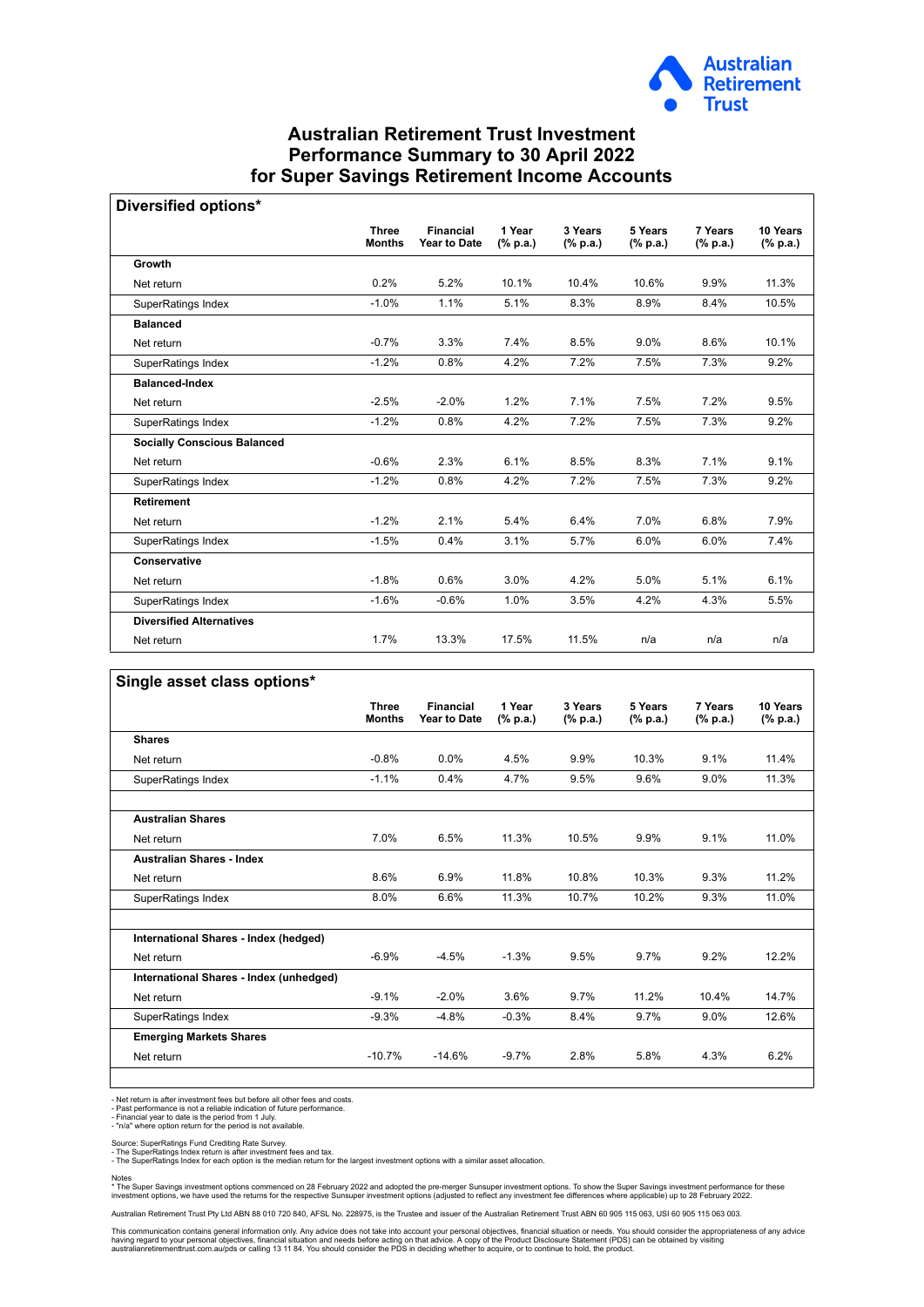# Australian Retirement Trust Investment Performance Summary to 30 April 2022 for Super Savings Retirement Income Accounts

## Diversified options*

| | Three Months | Financial Year to Date | 1 Year (% p.a.) | 3 Years (% p.a.) | 5 Years (% p.a.) | 7 Years (% p.a.) | 10 Years (% p.a.) |
|---|---|---|---|---|---|---|---|
| **Growth** | | | | | | | |
| Net return | 0.2% | 5.2% | 10.1% | 10.4% | 10.6% | 9.9% | 11.3% |
| SuperRatings Index | -1.0% | 1.1% | 5.1% | 8.3% | 8.9% | 8.4% | 10.5% |
| **Balanced** | | | | | | | |
| Net return | -0.7% | 3.3% | 7.4% | 8.5% | 9.0% | 8.6% | 10.1% |
| SuperRatings Index | -1.2% | 0.8% | 4.2% | 7.2% | 7.5% | 7.3% | 9.2% |
| **Balanced-Index** | | | | | | | |
| Net return | -2.5% | -2.0% | 1.2% | 7.1% | 7.5% | 7.2% | 9.5% |
| SuperRatings Index | -1.2% | 0.8% | 4.2% | 7.2% | 7.5% | 7.3% | 9.2% |
| **Socially Conscious Balanced** | | | | | | | |
| Net return | -0.6% | 2.3% | 6.1% | 8.5% | 8.3% | 7.1% | 9.1% |
| SuperRatings Index | -1.2% | 0.8% | 4.2% | 7.2% | 7.5% | 7.3% | 9.2% |
| **Retirement** | | | | | | | |
| Net return | -1.2% | 2.1% | 5.4% | 6.4% | 7.0% | 6.8% | 7.9% |
| SuperRatings Index | -1.5% | 0.4% | 3.1% | 5.7% | 6.0% | 6.0% | 7.4% |
| **Conservative** | | | | | | | |
| Net return | -1.8% | 0.6% | 3.0% | 4.2% | 5.0% | 5.1% | 6.1% |
| SuperRatings Index | -1.6% | -0.6% | 1.0% | 3.5% | 4.2% | 4.3% | 5.5% |
| **Diversified Alternatives** | | | | | | | |
| Net return | 1.7% | 13.3% | 17.5% | 11.5% | n/a | n/a | n/a |

## Single asset class options*

| | Three Months | Financial Year to Date | 1 Year (% p.a.) | 3 Years (% p.a.) | 5 Years (% p.a.) | 7 Years (% p.a.) | 10 Years (% p.a.) |
|---|---|---|---|---|---|---|---|
| **Shares** | | | | | | | |
| Net return | -0.8% | 0.0% | 4.5% | 9.9% | 10.3% | 9.1% | 11.4% |
| SuperRatings Index | -1.1% | 0.4% | 4.7% | 9.5% | 9.6% | 9.0% | 11.3% |
| **Australian Shares** | | | | | | | |
| Net return | 7.0% | 6.5% | 11.3% | 10.5% | 9.9% | 9.1% | 11.0% |
| **Australian Shares - Index** | | | | | | | |
| Net return | 8.6% | 6.9% | 11.8% | 10.8% | 10.3% | 9.3% | 11.2% |
| SuperRatings Index | 8.0% | 6.6% | 11.3% | 10.7% | 10.2% | 9.3% | 11.0% |
| **International Shares - Index (hedged)** | | | | | | | |
| Net return | -6.9% | -4.5% | -1.3% | 9.5% | 9.7% | 9.2% | 12.2% |
| **International Shares - Index (unhedged)** | | | | | | | |
| Net return | -9.1% | -2.0% | 3.6% | 9.7% | 11.2% | 10.4% | 14.7% |
| SuperRatings Index | -9.3% | -4.8% | -0.3% | 8.4% | 9.7% | 9.0% | 12.6% |
| **Emerging Markets Shares** | | | | | | | |
| Net return | -10.7% | -14.6% | -9.7% | 2.8% | 5.8% | 4.3% | 6.2% |

- Net return is after investment fees but before all other fees and costs.
- Past performance is not a reliable indication of future performance.
- Financial year to date is the period from 1 July.
- "n/a" where option return for the period is not available.

Source: SuperRatings Fund Crediting Rate Survey.
- The SuperRatings Index return is after investment fees and tax.
- The SuperRatings Index for each option is the median return for the largest investment options with a similar asset allocation.

Notes
* The Super Savings investment options commenced on 28 February 2022 and adopted the pre-merger Sunsuper investment options. To show the Super Savings investment performance for these investment options, we have used the returns for the respective Sunsuper investment options (adjusted to reflect any investment fee differences where applicable) up to 28 February 2022.

Australian Retirement Trust Pty Ltd ABN 88 010 720 840, AFSL No. 228975, is the Trustee and issuer of the Australian Retirement Trust ABN 60 905 115 063, USI 60 905 115 063 003.

This communication contains general information only. Any advice does not take into account your personal objectives, financial situation or needs. You should consider the appropriateness of any advice having regard to your personal objectives, financial situation and needs before acting on that advice. A copy of the Product Disclosure Statement (PDS) can be obtained by visiting australianretirementtrust.com.au/pds or calling 13 11 84. You should consider the PDS in deciding whether to acquire, or to continue to hold, the product.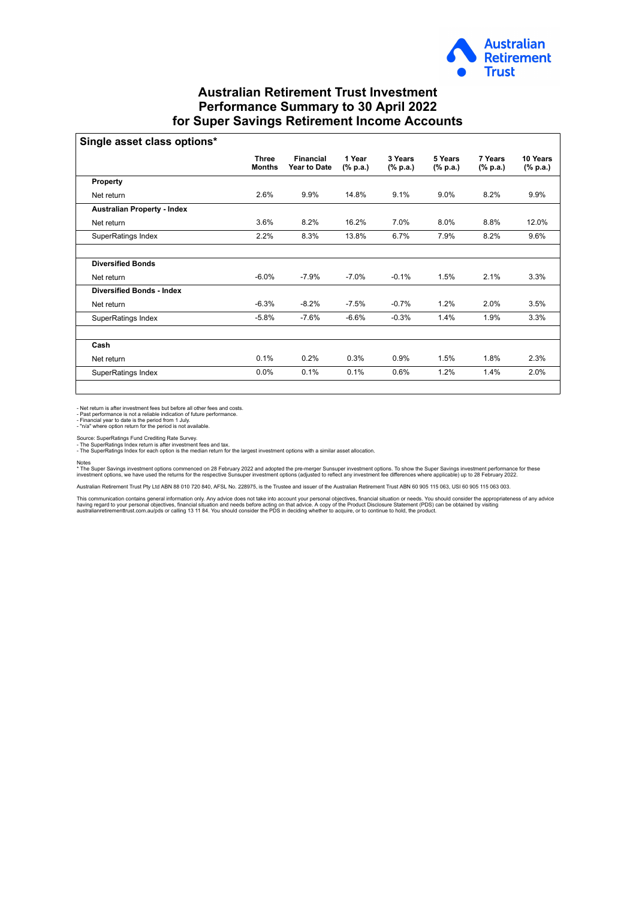# Australian Retirement Trust Investment Performance Summary to 30 April 2022 for Super Savings Retirement Income Accounts

## Single asset class options*

| | Three Months | Financial Year to Date | 1 Year (% p.a.) | 3 Years (% p.a.) | 5 Years (% p.a.) | 7 Years (% p.a.) | 10 Years (% p.a.) |
|---|---|---|---|---|---|---|---|
| **Property** | | | | | | | |
| Net return | 2.6% | 9.9% | 14.8% | 9.1% | 9.0% | 8.2% | 9.9% |
| **Australian Property - Index** | | | | | | | |
| Net return | 3.6% | 8.2% | 16.2% | 7.0% | 8.0% | 8.8% | 12.0% |
| SuperRatings Index | 2.2% | 8.3% | 13.8% | 6.7% | 7.9% | 8.2% | 9.6% |
| **Diversified Bonds** | | | | | | | |
| Net return | -6.0% | -7.9% | -7.0% | -0.1% | 1.5% | 2.1% | 3.3% |
| **Diversified Bonds - Index** | | | | | | | |
| Net return | -6.3% | -8.2% | -7.5% | -0.7% | 1.2% | 2.0% | 3.5% |
| SuperRatings Index | -5.8% | -7.6% | -6.6% | -0.3% | 1.4% | 1.9% | 3.3% |
| **Cash** | | | | | | | |
| Net return | 0.1% | 0.2% | 0.3% | 0.9% | 1.5% | 1.8% | 2.3% |
| SuperRatings Index | 0.0% | 0.1% | 0.1% | 0.6% | 1.2% | 1.4% | 2.0% |

- Net return is after investment fees but before all other fees and costs.
- Past performance is not a reliable indication of future performance.
- Financial year to date is the period from 1 July.
- "n/a" where option return for the period is not available.

Source: SuperRatings Fund Crediting Rate Survey.
- The SuperRatings Index return is after investment fees and tax.
- The SuperRatings Index for each option is the median return for the largest investment options with a similar asset allocation.

Notes
* The Super Savings investment options commenced on 28 February 2022 and adopted the pre-merger Sunsuper investment options. To show the Super Savings investment performance for these investment options, we have used the returns for the respective Sunsuper investment options (adjusted to reflect any investment fee differences where applicable) up to 28 February 2022.

Australian Retirement Trust Pty Ltd ABN 88 010 720 840, AFSL No. 228975, is the Trustee and issuer of the Australian Retirement Trust ABN 60 905 115 063, USI 60 905 115 063 003.

This communication contains general information only. Any advice does not take into account your personal objectives, financial situation or needs. You should consider the appropriateness of any advice having regard to your personal objectives, financial situation and needs before acting on that advice. A copy of the Product Disclosure Statement (PDS) can be obtained by visiting australianretirementtrust.com.au/pds or calling 13 11 84. You should consider the PDS in deciding whether to acquire, or to continue to hold, the product.